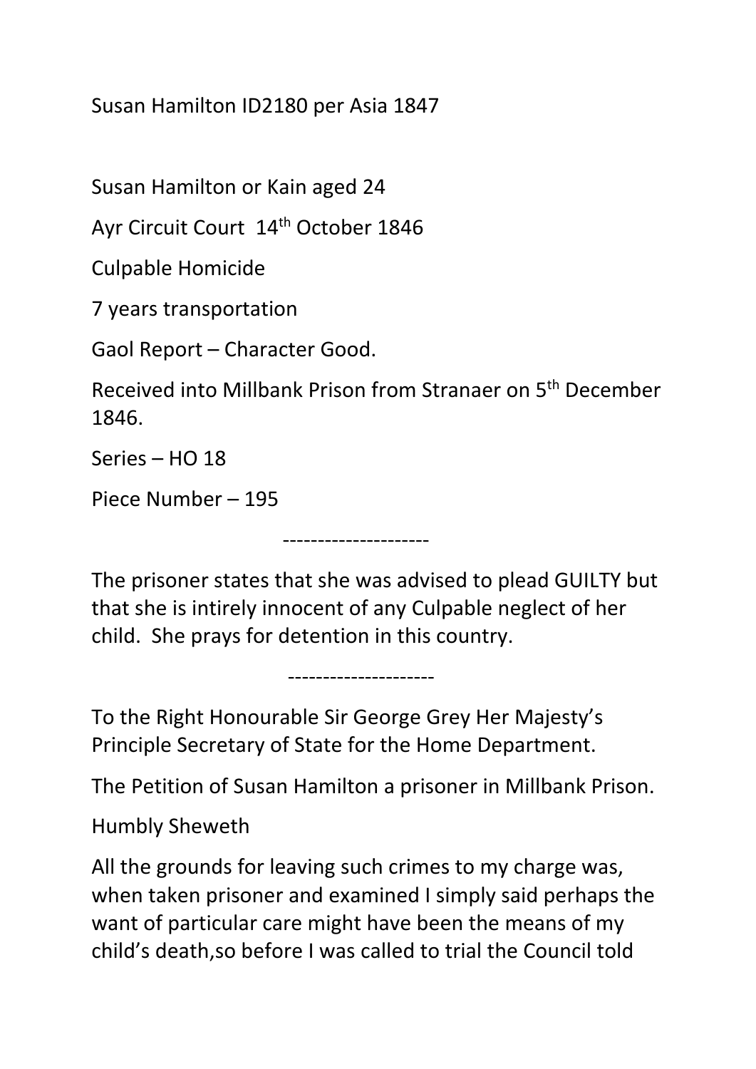Susan Hamilton ID2180 per Asia 1847

Susan Hamilton or Kain aged 24

Ayr Circuit Court 14th October 1846

Culpable Homicide

7 years transportation

Gaol Report – Character Good.

Received into Millbank Prison from Stranaer on 5th December 1846.

Series – HO 18

Piece Number – 195

---------------------

The prisoner states that she was advised to plead GUILTY but that she is intirely innocent of any Culpable neglect of her child. She prays for detention in this country.

---------------------

To the Right Honourable Sir George Grey Her Majesty's Principle Secretary of State for the Home Department.

The Petition of Susan Hamilton a prisoner in Millbank Prison.

Humbly Sheweth

All the grounds for leaving such crimes to my charge was, when taken prisoner and examined I simply said perhaps the want of particular care might have been the means of my child's death,so before I was called to trial the Council told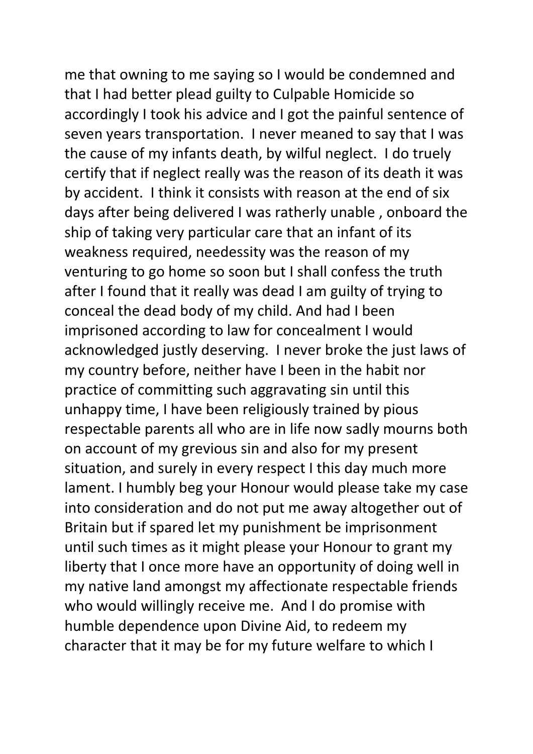me that owning to me saying so I would be condemned and that I had better plead guilty to Culpable Homicide so accordingly I took his advice and I got the painful sentence of seven years transportation. I never meaned to say that I was the cause of my infants death, by wilful neglect. I do truely certify that if neglect really was the reason of its death it was by accident. I think it consists with reason at the end of six days after being delivered I was ratherly unable , onboard the ship of taking very particular care that an infant of its weakness required, needessity was the reason of my venturing to go home so soon but I shall confess the truth after I found that it really was dead I am guilty of trying to conceal the dead body of my child. And had I been imprisoned according to law for concealment I would acknowledged justly deserving. I never broke the just laws of my country before, neither have I been in the habit nor practice of committing such aggravating sin until this unhappy time, I have been religiously trained by pious respectable parents all who are in life now sadly mourns both on account of my grevious sin and also for my present situation, and surely in every respect I this day much more lament. I humbly beg your Honour would please take my case into consideration and do not put me away altogether out of Britain but if spared let my punishment be imprisonment until such times as it might please your Honour to grant my liberty that I once more have an opportunity of doing well in my native land amongst my affectionate respectable friends who would willingly receive me. And I do promise with humble dependence upon Divine Aid, to redeem my character that it may be for my future welfare to which I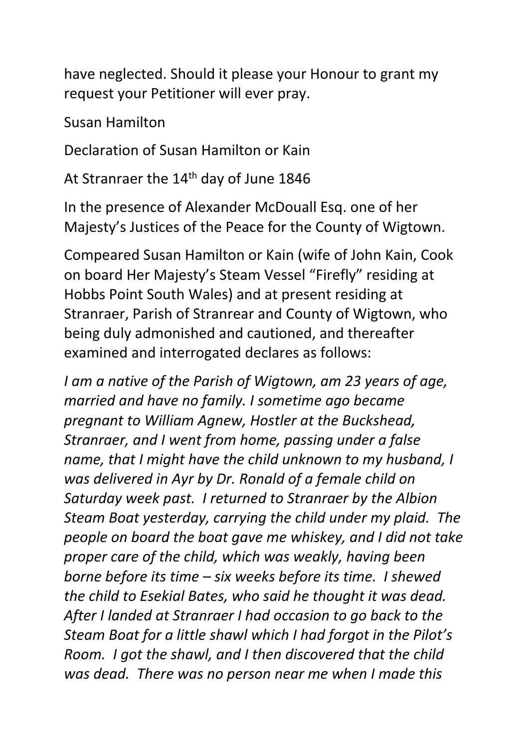have neglected. Should it please your Honour to grant my request your Petitioner will ever pray.

Susan Hamilton

Declaration of Susan Hamilton or Kain

At Stranraer the 14th day of June 1846

In the presence of Alexander McDouall Esq. one of her Majesty's Justices of the Peace for the County of Wigtown.

Compeared Susan Hamilton or Kain (wife of John Kain, Cook on board Her Majesty's Steam Vessel "Firefly" residing at Hobbs Point South Wales) and at present residing at Stranraer, Parish of Stranrear and County of Wigtown, who being duly admonished and cautioned, and thereafter examined and interrogated declares as follows:

*I am a native of the Parish of Wigtown, am 23 years of age, married and have no family. I sometime ago became pregnant to William Agnew, Hostler at the Buckshead, Stranraer, and I went from home, passing under a false name, that I might have the child unknown to my husband, I was delivered in Ayr by Dr. Ronald of a female child on Saturday week past. I returned to Stranraer by the Albion Steam Boat yesterday, carrying the child under my plaid. The people on board the boat gave me whiskey, and I did not take proper care of the child, which was weakly, having been borne before its time – six weeks before its time. I shewed the child to Esekial Bates, who said he thought it was dead. After I landed at Stranraer I had occasion to go back to the Steam Boat for a little shawl which I had forgot in the Pilot's Room. I got the shawl, and I then discovered that the child was dead. There was no person near me when I made this*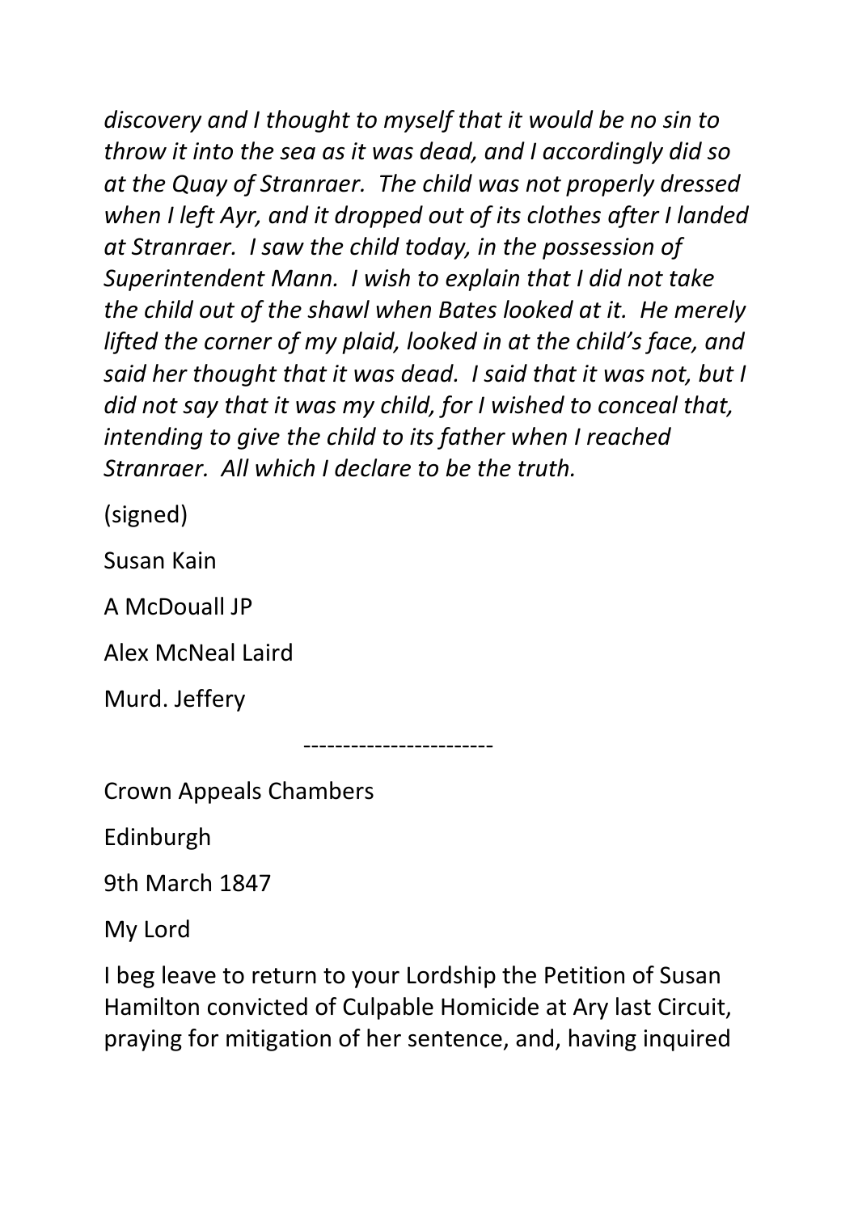*discovery and I thought to myself that it would be no sin to throw it into the sea as it was dead, and I accordingly did so at the Quay of Stranraer.  The child was not properly dressed when I left Ayr, and it dropped out of its clothes after I landed at Stranraer.  I saw the child today, in the possession of Superintendent Mann.  I wish to explain that I did not take the child out of the shawl when Bates looked at it.  He merely lifted the corner of my plaid, looked in at the child's face, and said her thought that it was dead.  I said that it was not, but I did not say that it was my child, for I wished to conceal that, intending to give the child to its father when I reached Stranraer.  All which I declare to be the truth.*

(signed)

Susan Kain

A McDouall JP

Alex McNeal Laird

Murd. Jeffery

------------------------

Crown Appeals Chambers

Edinburgh

9th March 1847

My Lord

I beg leave to return to your Lordship the Petition of Susan Hamilton convicted of Culpable Homicide at Ary last Circuit, praying for mitigation of her sentence, and, having inquired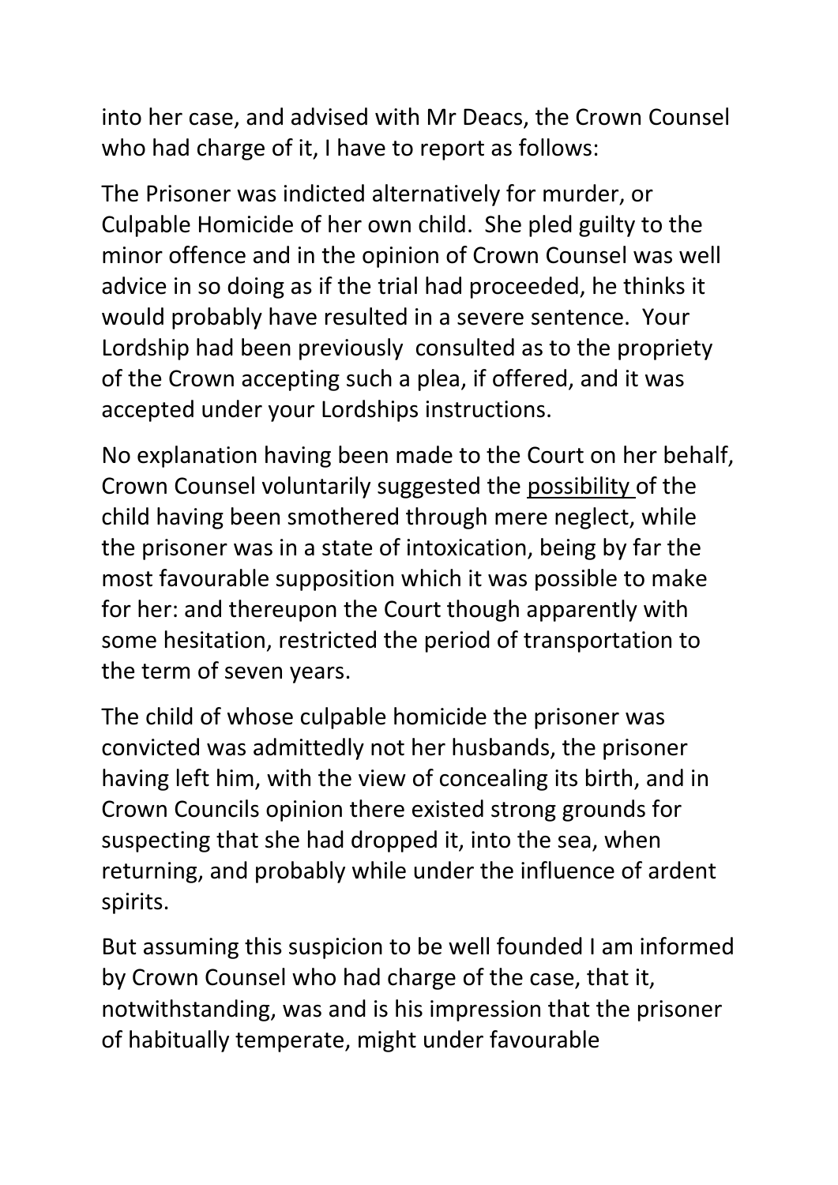into her case, and advised with Mr Deacs, the Crown Counsel who had charge of it, I have to report as follows:

The Prisoner was indicted alternatively for murder, or Culpable Homicide of her own child. She pled guilty to the minor offence and in the opinion of Crown Counsel was well advice in so doing as if the trial had proceeded, he thinks it would probably have resulted in a severe sentence. Your Lordship had been previously consulted as to the propriety of the Crown accepting such a plea, if offered, and it was accepted under your Lordships instructions.

No explanation having been made to the Court on her behalf, Crown Counsel voluntarily suggested the <u>possibility</u> of the child having been smothered through mere neglect, while the prisoner was in a state of intoxication, being by far the most favourable supposition which it was possible to make for her: and thereupon the Court though apparently with some hesitation, restricted the period of transportation to the term of seven years.

The child of whose culpable homicide the prisoner was convicted was admittedly not her husbands, the prisoner having left him, with the view of concealing its birth, and in Crown Councils opinion there existed strong grounds for suspecting that she had dropped it, into the sea, when returning, and probably while under the influence of ardent spirits.

But assuming this suspicion to be well founded I am informed by Crown Counsel who had charge of the case, that it, notwithstanding, was and is his impression that the prisoner of habitually temperate, might under favourable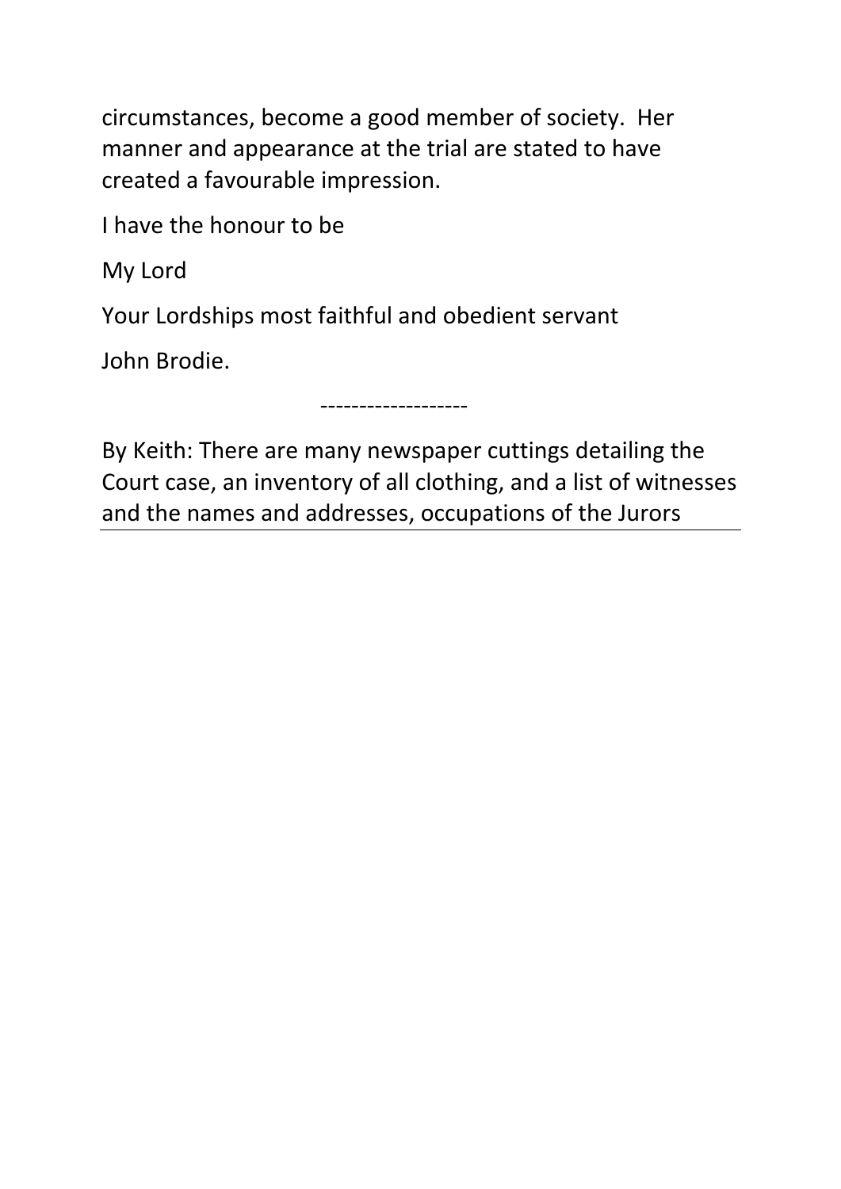circumstances, become a good member of society.  Her manner and appearance at the trial are stated to have created a favourable impression.

I have the honour to be

My Lord

Your Lordships most faithful and obedient servant

John Brodie.

-------------------

By Keith: There are many newspaper cuttings detailing the Court case, an inventory of all clothing, and a list of witnesses and the names and addresses, occupations of the Jurors